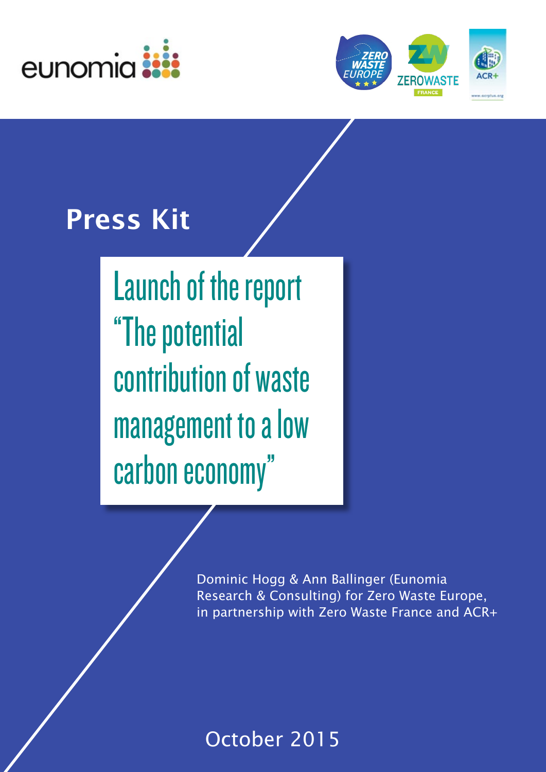# Press Kit

## Launch of the report "The potential contribution of waste management to a low carbon economy"

Dominic Hogg & Ann Ballinger (Eunomia Research & Consulting) for Zero Waste Europe, in partnership with Zero Waste France and ACR+

October 2015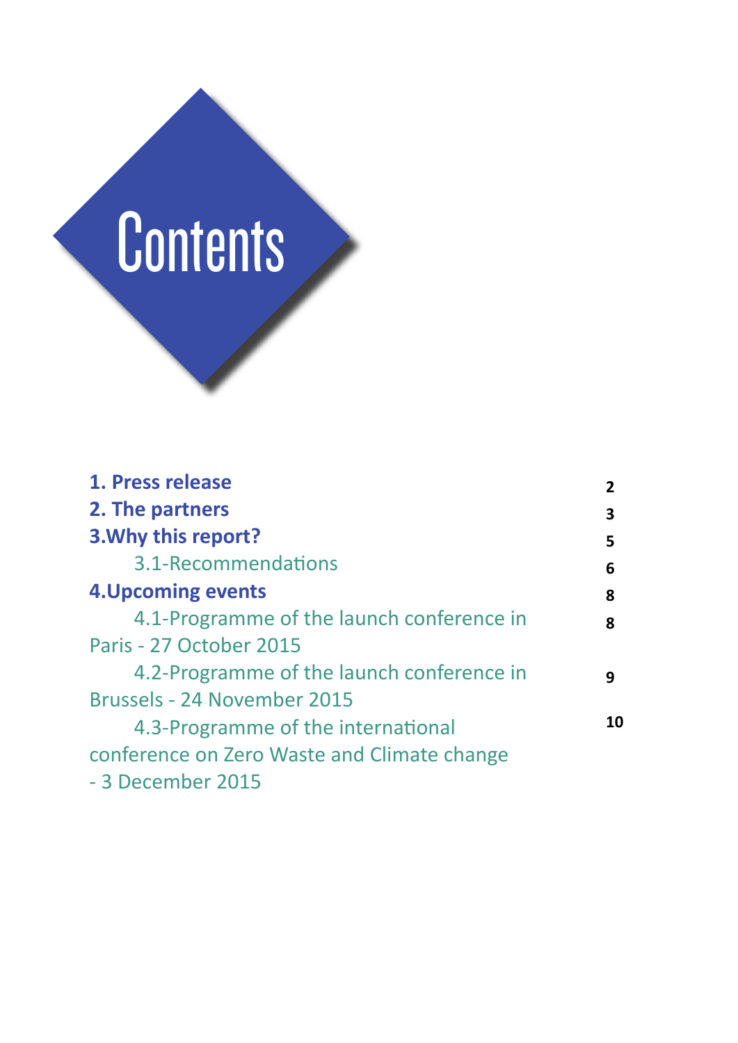# Contents

| | |
|---|---|
| **1. Press release** | **2** |
| **2. The partners** | **3** |
| **3.Why this report?** | **5** |
| 3.1-Recommendations | **6** |
| **4.Upcoming events** | **8** |
| 4.1-Programme of the launch conference in Paris - 27 October 2015 | **8** |
| 4.2-Programme of the launch conference in Brussels - 24 November 2015 | **9** |
| 4.3-Programme of the international conference on Zero Waste and Climate change - 3 December 2015 | **10** |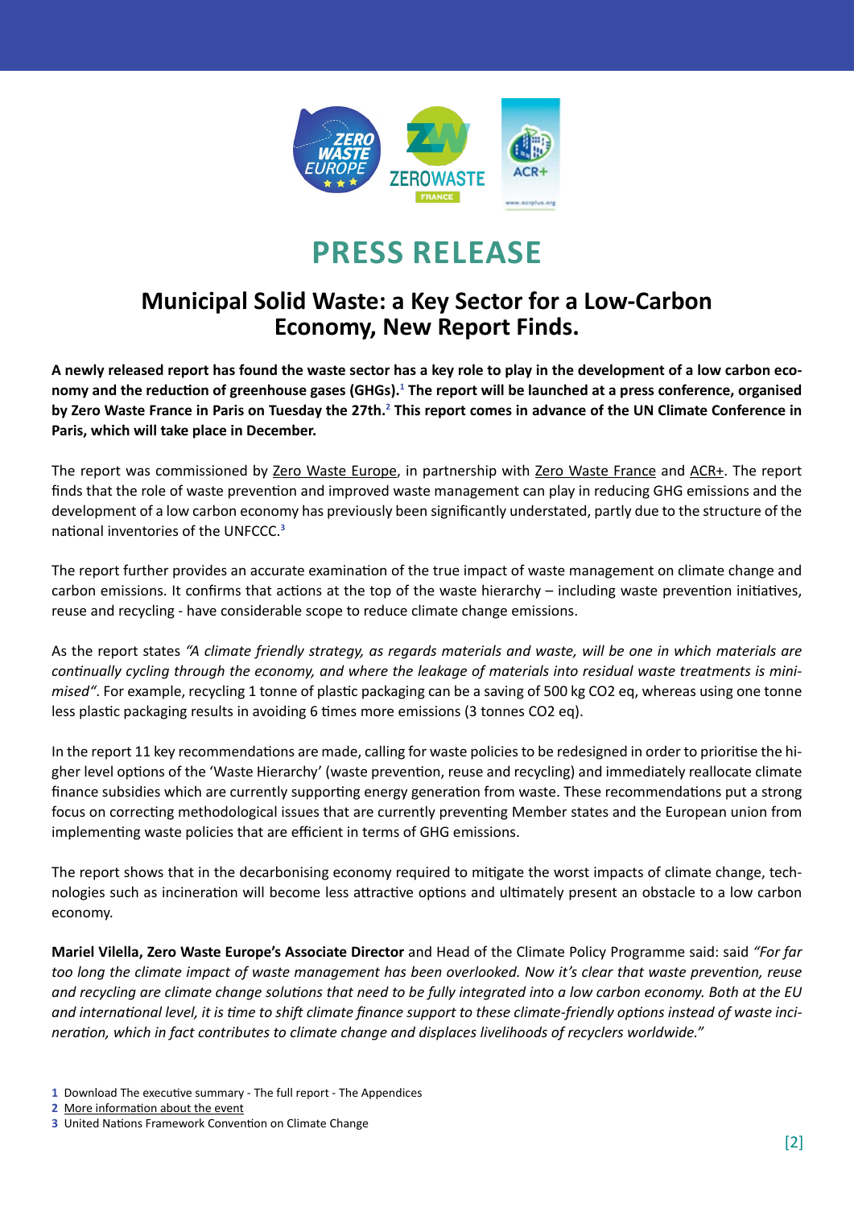# PRESS RELEASE

## Municipal Solid Waste: a Key Sector for a Low-Carbon Economy, New Report Finds.

**A newly released report has found the waste sector has a key role to play in the development of a low carbon economy and the reduction of greenhouse gases (GHGs).[1] The report will be launched at a press conference, organised by Zero Waste France in Paris on Tuesday the 27th.[2] This report comes in advance of the UN Climate Conference in Paris, which will take place in December.**

The report was commissioned by Zero Waste Europe, in partnership with Zero Waste France and ACR+. The report finds that the role of waste prevention and improved waste management can play in reducing GHG emissions and the development of a low carbon economy has previously been significantly understated, partly due to the structure of the national inventories of the UNFCCC.[3]

The report further provides an accurate examination of the true impact of waste management on climate change and carbon emissions. It confirms that actions at the top of the waste hierarchy – including waste prevention initiatives, reuse and recycling - have considerable scope to reduce climate change emissions.

As the report states *"A climate friendly strategy, as regards materials and waste, will be one in which materials are continually cycling through the economy, and where the leakage of materials into residual waste treatments is minimised"*. For example, recycling 1 tonne of plastic packaging can be a saving of 500 kg CO2 eq, whereas using one tonne less plastic packaging results in avoiding 6 times more emissions (3 tonnes CO2 eq).

In the report 11 key recommendations are made, calling for waste policies to be redesigned in order to prioritise the higher level options of the 'Waste Hierarchy' (waste prevention, reuse and recycling) and immediately reallocate climate finance subsidies which are currently supporting energy generation from waste. These recommendations put a strong focus on correcting methodological issues that are currently preventing Member states and the European union from implementing waste policies that are efficient in terms of GHG emissions.

The report shows that in the decarbonising economy required to mitigate the worst impacts of climate change, technologies such as incineration will become less attractive options and ultimately present an obstacle to a low carbon economy.

**Mariel Vilella, Zero Waste Europe's Associate Director** and Head of the Climate Policy Programme said: said *"For far too long the climate impact of waste management has been overlooked. Now it's clear that waste prevention, reuse and recycling are climate change solutions that need to be fully integrated into a low carbon economy. Both at the EU and international level, it is time to shift climate finance support to these climate-friendly options instead of waste incineration, which in fact contributes to climate change and displaces livelihoods of recyclers worldwide."*

1 Download The executive summary - The full report - The Appendices
2 More information about the event
3 United Nations Framework Convention on Climate Change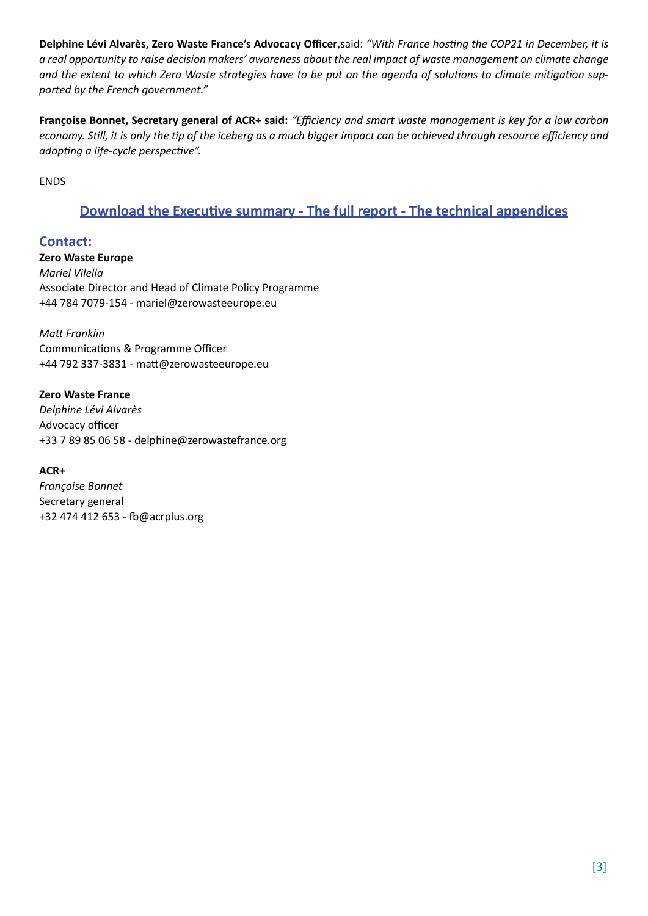**Delphine Lévi Alvarès, Zero Waste France's Advocacy Officer**,said: *"With France hosting the COP21 in December, it is a real opportunity to raise decision makers' awareness about the real impact of waste management on climate change and the extent to which Zero Waste strategies have to be put on the agenda of solutions to climate mitigation supported by the French government."*

**Françoise Bonnet, Secretary general of ACR+ said:** *"Efficiency and smart waste management is key for a low carbon economy. Still, it is only the tip of the iceberg as a much bigger impact can be achieved through resource efficiency and adopting a life-cycle perspective".*

ENDS

**Download the Executive summary - The full report - The technical appendices**

## Contact:

**Zero Waste Europe**
*Mariel Vilella*
Associate Director and Head of Climate Policy Programme
+44 784 7079-154 - mariel@zerowasteeurope.eu

*Matt Franklin*
Communications & Programme Officer
+44 792 337-3831 - matt@zerowasteeurope.eu

**Zero Waste France**
*Delphine Lévi Alvarès*
Advocacy officer
+33 7 89 85 06 58 - delphine@zerowastefrance.org

**ACR+**
*Françoise Bonnet*
Secretary general
+32 474 412 653 - fb@acrplus.org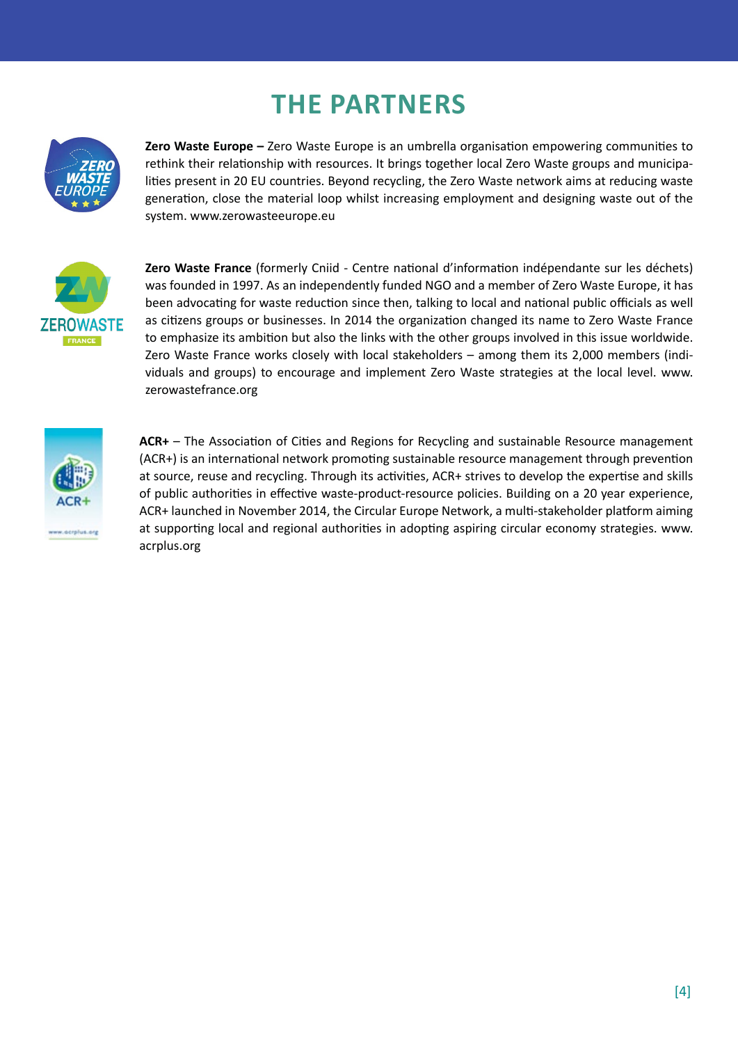# THE PARTNERS

**Zero Waste Europe –** Zero Waste Europe is an umbrella organisation empowering communities to rethink their relationship with resources. It brings together local Zero Waste groups and municipalities present in 20 EU countries. Beyond recycling, the Zero Waste network aims at reducing waste generation, close the material loop whilst increasing employment and designing waste out of the system. www.zerowasteeurope.eu

**Zero Waste France** (formerly Cniid - Centre national d'information indépendante sur les déchets) was founded in 1997. As an independently funded NGO and a member of Zero Waste Europe, it has been advocating for waste reduction since then, talking to local and national public officials as well as citizens groups or businesses. In 2014 the organization changed its name to Zero Waste France to emphasize its ambition but also the links with the other groups involved in this issue worldwide. Zero Waste France works closely with local stakeholders – among them its 2,000 members (individuals and groups) to encourage and implement Zero Waste strategies at the local level. www.zerowastefrance.org

**ACR+** – The Association of Cities and Regions for Recycling and sustainable Resource management (ACR+) is an international network promoting sustainable resource management through prevention at source, reuse and recycling. Through its activities, ACR+ strives to develop the expertise and skills of public authorities in effective waste-product-resource policies. Building on a 20 year experience, ACR+ launched in November 2014, the Circular Europe Network, a multi-stakeholder platform aiming at supporting local and regional authorities in adopting aspiring circular economy strategies. www.acrplus.org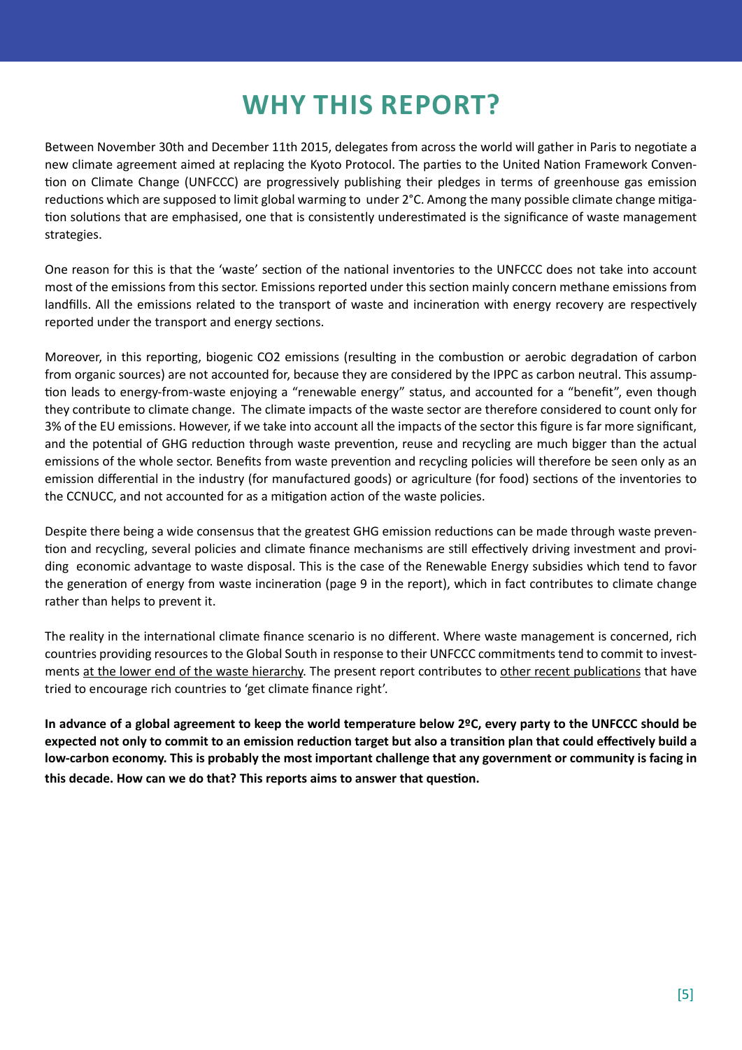# WHY THIS REPORT?

Between November 30th and December 11th 2015, delegates from across the world will gather in Paris to negotiate a new climate agreement aimed at replacing the Kyoto Protocol. The parties to the United Nation Framework Convention on Climate Change (UNFCCC) are progressively publishing their pledges in terms of greenhouse gas emission reductions which are supposed to limit global warming to under 2°C. Among the many possible climate change mitigation solutions that are emphasised, one that is consistently underestimated is the significance of waste management strategies.

One reason for this is that the 'waste' section of the national inventories to the UNFCCC does not take into account most of the emissions from this sector. Emissions reported under this section mainly concern methane emissions from landfills. All the emissions related to the transport of waste and incineration with energy recovery are respectively reported under the transport and energy sections.

Moreover, in this reporting, biogenic $CO_2$ emissions (resulting in the combustion or aerobic degradation of carbon from organic sources) are not accounted for, because they are considered by the IPPC as carbon neutral. This assumption leads to energy-from-waste enjoying a "renewable energy" status, and accounted for a "benefit", even though they contribute to climate change. The climate impacts of the waste sector are therefore considered to count only for 3% of the EU emissions. However, if we take into account all the impacts of the sector this figure is far more significant, and the potential of GHG reduction through waste prevention, reuse and recycling are much bigger than the actual emissions of the whole sector. Benefits from waste prevention and recycling policies will therefore be seen only as an emission differential in the industry (for manufactured goods) or agriculture (for food) sections of the inventories to the CCNUCC, and not accounted for as a mitigation action of the waste policies.

Despite there being a wide consensus that the greatest GHG emission reductions can be made through waste prevention and recycling, several policies and climate finance mechanisms are still effectively driving investment and providing economic advantage to waste disposal. This is the case of the Renewable Energy subsidies which tend to favor the generation of energy from waste incineration (page 9 in the report), which in fact contributes to climate change rather than helps to prevent it.

The reality in the international climate finance scenario is no different. Where waste management is concerned, rich countries providing resources to the Global South in response to their UNFCCC commitments tend to commit to investments at the lower end of the waste hierarchy. The present report contributes to other recent publications that have tried to encourage rich countries to 'get climate finance right'.

**In advance of a global agreement to keep the world temperature below 2ºC, every party to the UNFCCC should be expected not only to commit to an emission reduction target but also a transition plan that could effectively build a low-carbon economy. This is probably the most important challenge that any government or community is facing in this decade. How can we do that? This reports aims to answer that question.**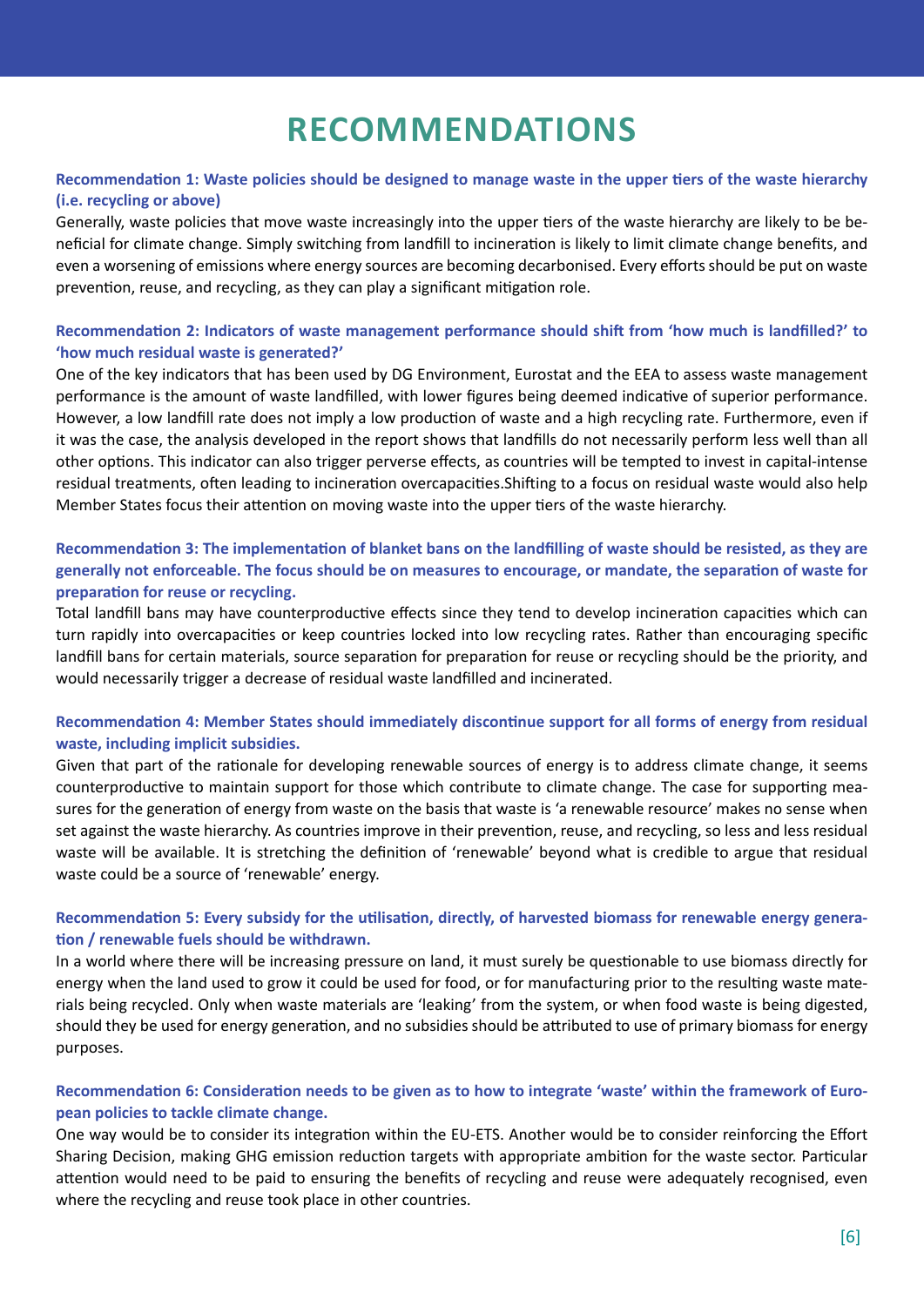# RECOMMENDATIONS

**Recommendation 1: Waste policies should be designed to manage waste in the upper tiers of the waste hierarchy (i.e. recycling or above)**

Generally, waste policies that move waste increasingly into the upper tiers of the waste hierarchy are likely to be beneficial for climate change. Simply switching from landfill to incineration is likely to limit climate change benefits, and even a worsening of emissions where energy sources are becoming decarbonised. Every efforts should be put on waste prevention, reuse, and recycling, as they can play a significant mitigation role.

**Recommendation 2: Indicators of waste management performance should shift from 'how much is landfilled?' to 'how much residual waste is generated?'**

One of the key indicators that has been used by DG Environment, Eurostat and the EEA to assess waste management performance is the amount of waste landfilled, with lower figures being deemed indicative of superior performance. However, a low landfill rate does not imply a low production of waste and a high recycling rate. Furthermore, even if it was the case, the analysis developed in the report shows that landfills do not necessarily perform less well than all other options. This indicator can also trigger perverse effects, as countries will be tempted to invest in capital-intense residual treatments, often leading to incineration overcapacities.Shifting to a focus on residual waste would also help Member States focus their attention on moving waste into the upper tiers of the waste hierarchy.

**Recommendation 3: The implementation of blanket bans on the landfilling of waste should be resisted, as they are generally not enforceable. The focus should be on measures to encourage, or mandate, the separation of waste for preparation for reuse or recycling.**

Total landfill bans may have counterproductive effects since they tend to develop incineration capacities which can turn rapidly into overcapacities or keep countries locked into low recycling rates. Rather than encouraging specific landfill bans for certain materials, source separation for preparation for reuse or recycling should be the priority, and would necessarily trigger a decrease of residual waste landfilled and incinerated.

**Recommendation 4: Member States should immediately discontinue support for all forms of energy from residual waste, including implicit subsidies.**

Given that part of the rationale for developing renewable sources of energy is to address climate change, it seems counterproductive to maintain support for those which contribute to climate change. The case for supporting measures for the generation of energy from waste on the basis that waste is 'a renewable resource' makes no sense when set against the waste hierarchy. As countries improve in their prevention, reuse, and recycling, so less and less residual waste will be available. It is stretching the definition of 'renewable' beyond what is credible to argue that residual waste could be a source of 'renewable' energy.

**Recommendation 5: Every subsidy for the utilisation, directly, of harvested biomass for renewable energy generation / renewable fuels should be withdrawn.**

In a world where there will be increasing pressure on land, it must surely be questionable to use biomass directly for energy when the land used to grow it could be used for food, or for manufacturing prior to the resulting waste materials being recycled. Only when waste materials are 'leaking' from the system, or when food waste is being digested, should they be used for energy generation, and no subsidies should be attributed to use of primary biomass for energy purposes.

**Recommendation 6: Consideration needs to be given as to how to integrate 'waste' within the framework of European policies to tackle climate change.**

One way would be to consider its integration within the EU-ETS. Another would be to consider reinforcing the Effort Sharing Decision, making GHG emission reduction targets with appropriate ambition for the waste sector. Particular attention would need to be paid to ensuring the benefits of recycling and reuse were adequately recognised, even where the recycling and reuse took place in other countries.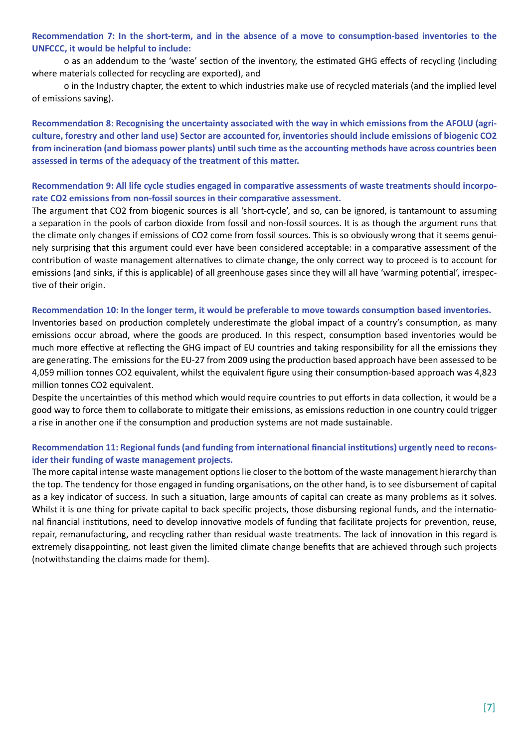**Recommendation 7: In the short-term, and in the absence of a move to consumption-based inventories to the UNFCCC, it would be helpful to include:**

o as an addendum to the 'waste' section of the inventory, the estimated GHG effects of recycling (including where materials collected for recycling are exported), and

o in the Industry chapter, the extent to which industries make use of recycled materials (and the implied level of emissions saving).

**Recommendation 8: Recognising the uncertainty associated with the way in which emissions from the AFOLU (agriculture, forestry and other land use) Sector are accounted for, inventories should include emissions of biogenic CO2 from incineration (and biomass power plants) until such time as the accounting methods have across countries been assessed in terms of the adequacy of the treatment of this matter.**

**Recommendation 9: All life cycle studies engaged in comparative assessments of waste treatments should incorporate CO2 emissions from non-fossil sources in their comparative assessment.**

The argument that CO2 from biogenic sources is all 'short-cycle', and so, can be ignored, is tantamount to assuming a separation in the pools of carbon dioxide from fossil and non-fossil sources. It is as though the argument runs that the climate only changes if emissions of CO2 come from fossil sources. This is so obviously wrong that it seems genuinely surprising that this argument could ever have been considered acceptable: in a comparative assessment of the contribution of waste management alternatives to climate change, the only correct way to proceed is to account for emissions (and sinks, if this is applicable) of all greenhouse gases since they will all have 'warming potential', irrespective of their origin.

**Recommendation 10: In the longer term, it would be preferable to move towards consumption based inventories.**

Inventories based on production completely underestimate the global impact of a country's consumption, as many emissions occur abroad, where the goods are produced. In this respect, consumption based inventories would be much more effective at reflecting the GHG impact of EU countries and taking responsibility for all the emissions they are generating. The emissions for the EU-27 from 2009 using the production based approach have been assessed to be 4,059 million tonnes CO2 equivalent, whilst the equivalent figure using their consumption-based approach was 4,823 million tonnes CO2 equivalent.

Despite the uncertainties of this method which would require countries to put efforts in data collection, it would be a good way to force them to collaborate to mitigate their emissions, as emissions reduction in one country could trigger a rise in another one if the consumption and production systems are not made sustainable.

**Recommendation 11: Regional funds (and funding from international financial institutions) urgently need to reconsider their funding of waste management projects.**

The more capital intense waste management options lie closer to the bottom of the waste management hierarchy than the top. The tendency for those engaged in funding organisations, on the other hand, is to see disbursement of capital as a key indicator of success. In such a situation, large amounts of capital can create as many problems as it solves. Whilst it is one thing for private capital to back specific projects, those disbursing regional funds, and the international financial institutions, need to develop innovative models of funding that facilitate projects for prevention, reuse, repair, remanufacturing, and recycling rather than residual waste treatments. The lack of innovation in this regard is extremely disappointing, not least given the limited climate change benefits that are achieved through such projects (notwithstanding the claims made for them).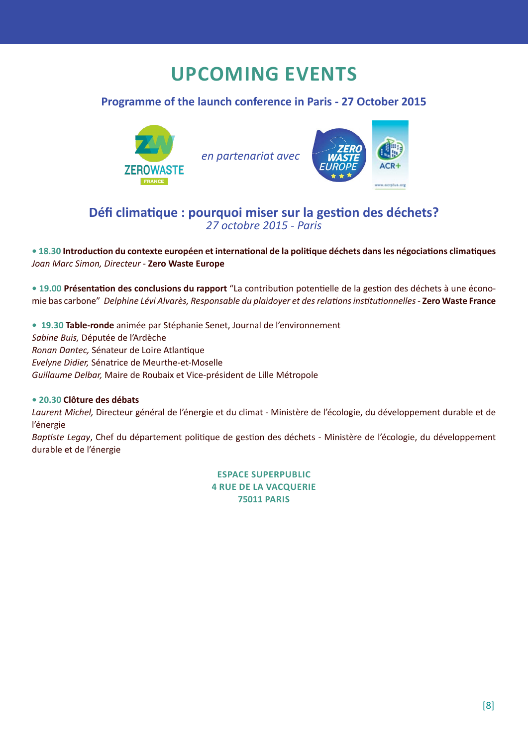# UPCOMING EVENTS

## Programme of the launch conference in Paris - 27 October 2015

*en partenariat avec*

## Défi climatique : pourquoi miser sur la gestion des déchets?

*27 octobre 2015 - Paris*

• **18.30 Introduction du contexte européen et international de la politique déchets dans les négociations climatiques**
*Joan Marc Simon, Directeur* - **Zero Waste Europe**

• **19.00 Présentation des conclusions du rapport** "La contribution potentielle de la gestion des déchets à une économie bas carbone" *Delphine Lévi Alvarès, Responsable du plaidoyer et des relations institutionnelles* - **Zero Waste France**

• **19.30 Table-ronde** animée par Stéphanie Senet, Journal de l'environnement
*Sabine Buis,* Députée de l'Ardèche
*Ronan Dantec,* Sénateur de Loire Atlantique
*Evelyne Didier,* Sénatrice de Meurthe-et-Moselle
*Guillaume Delbar,* Maire de Roubaix et Vice-président de Lille Métropole

• **20.30 Clôture des débats**
*Laurent Michel,* Directeur général de l'énergie et du climat - Ministère de l'écologie, du développement durable et de l'énergie
*Baptiste Legay*, Chef du département politique de gestion des déchets - Ministère de l'écologie, du développement durable et de l'énergie

**ESPACE SUPERPUBLIC**
**4 RUE DE LA VACQUERIE**
**75011 PARIS**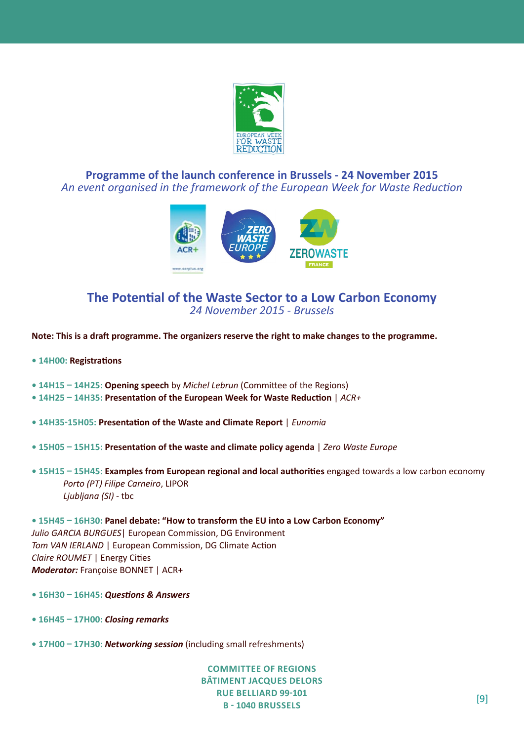## Programme of the launch conference in Brussels - 24 November 2015

*An event organised in the framework of the European Week for Waste Reduction*

## The Potential of the Waste Sector to a Low Carbon Economy

*24 November 2015 - Brussels*

**Note: This is a draft programme. The organizers reserve the right to make changes to the programme.**

- **14H00: Registrations**

- **14H15 – 14H25: Opening speech** by *Michel Lebrun* (Committee of the Regions)
- **14H25 – 14H35: Presentation of the European Week for Waste Reduction** | *ACR+*

- **14H35-15H05: Presentation of the Waste and Climate Report** | *Eunomia*

- **15H05 – 15H15: Presentation of the waste and climate policy agenda** | *Zero Waste Europe*

- **15H15 – 15H45: Examples from European regional and local authorities** engaged towards a low carbon economy
  - *Porto (PT) Filipe Carneiro*, LIPOR
  - *Ljubljana (SI)* - tbc

- **15H45 – 16H30: Panel debate: "How to transform the EU into a Low Carbon Economy"**

*Julio GARCIA BURGUES*| European Commission, DG Environment
*Tom VAN IERLAND* | European Commission, DG Climate Action
*Claire ROUMET* | Energy Cities
***Moderator:*** Françoise BONNET | ACR+

- **16H30 – 16H45: *Questions & Answers***

- **16H45 – 17H00: *Closing remarks***

- **17H00 – 17H30: *Networking session*** (including small refreshments)

**COMMITTEE OF REGIONS**
**BÂTIMENT JACQUES DELORS**
**RUE BELLIARD 99-101**
**B - 1040 BRUSSELS**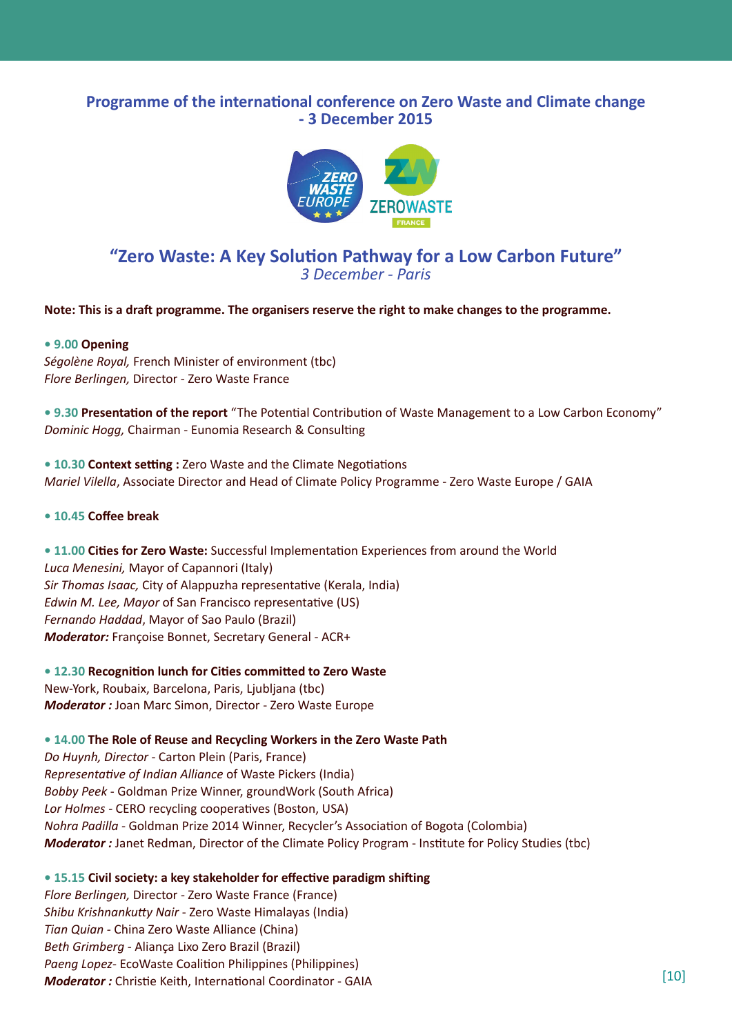## Programme of the international conference on Zero Waste and Climate change - 3 December 2015

## "Zero Waste: A Key Solution Pathway for a Low Carbon Future"

*3 December - Paris*

**Note: This is a draft programme. The organisers reserve the right to make changes to the programme.**

• **9.00 Opening**
*Ségolène Royal,* French Minister of environment (tbc)
*Flore Berlingen,* Director - Zero Waste France

• **9.30 Presentation of the report** "The Potential Contribution of Waste Management to a Low Carbon Economy"
*Dominic Hogg,* Chairman - Eunomia Research & Consulting

• **10.30 Context setting :** Zero Waste and the Climate Negotiations
*Mariel Vilella*, Associate Director and Head of Climate Policy Programme - Zero Waste Europe / GAIA

• **10.45 Coffee break**

• **11.00 Cities for Zero Waste:** Successful Implementation Experiences from around the World
*Luca Menesini,* Mayor of Capannori (Italy)
*Sir Thomas Isaac,* City of Alappuzha representative (Kerala, India)
*Edwin M. Lee, Mayor* of San Francisco representative (US)
*Fernando Haddad*, Mayor of Sao Paulo (Brazil)
***Moderator:*** Françoise Bonnet, Secretary General - ACR+

• **12.30 Recognition lunch for Cities committed to Zero Waste**
New-York, Roubaix, Barcelona, Paris, Ljubljana (tbc)
***Moderator :*** Joan Marc Simon, Director - Zero Waste Europe

• **14.00 The Role of Reuse and Recycling Workers in the Zero Waste Path**
*Do Huynh, Director* - Carton Plein (Paris, France)
*Representative of Indian Alliance* of Waste Pickers (India)
*Bobby Peek* - Goldman Prize Winner, groundWork (South Africa)
*Lor Holmes* - CERO recycling cooperatives (Boston, USA)
*Nohra Padilla* - Goldman Prize 2014 Winner, Recycler's Association of Bogota (Colombia)
***Moderator :*** Janet Redman, Director of the Climate Policy Program - Institute for Policy Studies (tbc)

• **15.15 Civil society: a key stakeholder for effective paradigm shifting**
*Flore Berlingen,* Director - Zero Waste France (France)
*Shibu Krishnankutty Nair* - Zero Waste Himalayas (India)
*Tian Quian* - China Zero Waste Alliance (China)
*Beth Grimberg* - Aliança Lixo Zero Brazil (Brazil)
*Paeng Lopez*- EcoWaste Coalition Philippines (Philippines)
***Moderator :*** Christie Keith, International Coordinator - GAIA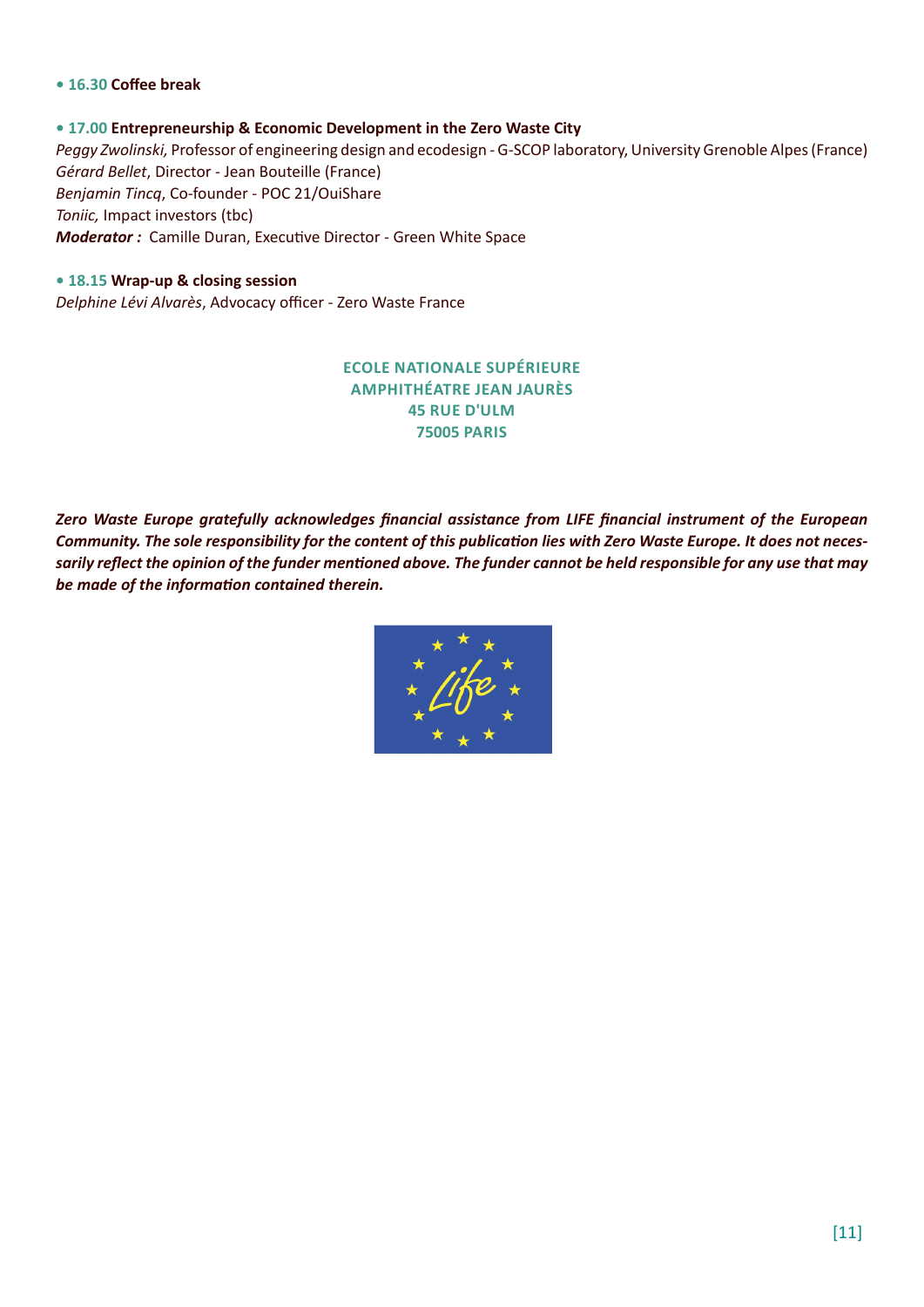- **16.30 Coffee break**

- **17.00 Entrepreneurship & Economic Development in the Zero Waste City**

*Peggy Zwolinski,* Professor of engineering design and ecodesign - G-SCOP laboratory, University Grenoble Alpes (France)
*Gérard Bellet*, Director - Jean Bouteille (France)
*Benjamin Tincq*, Co-founder - POC 21/OuiShare
*Toniic,* Impact investors (tbc)
***Moderator :*** Camille Duran, Executive Director - Green White Space

- **18.15 Wrap-up & closing session**

*Delphine Lévi Alvarès*, Advocacy officer - Zero Waste France

**ECOLE NATIONALE SUPÉRIEURE**
**AMPHITHÉATRE JEAN JAURÈS**
**45 RUE D'ULM**
**75005 PARIS**

***Zero Waste Europe gratefully acknowledges financial assistance from LIFE financial instrument of the European Community. The sole responsibility for the content of this publication lies with Zero Waste Europe. It does not necessarily reflect the opinion of the funder mentioned above. The funder cannot be held responsible for any use that may be made of the information contained therein.***